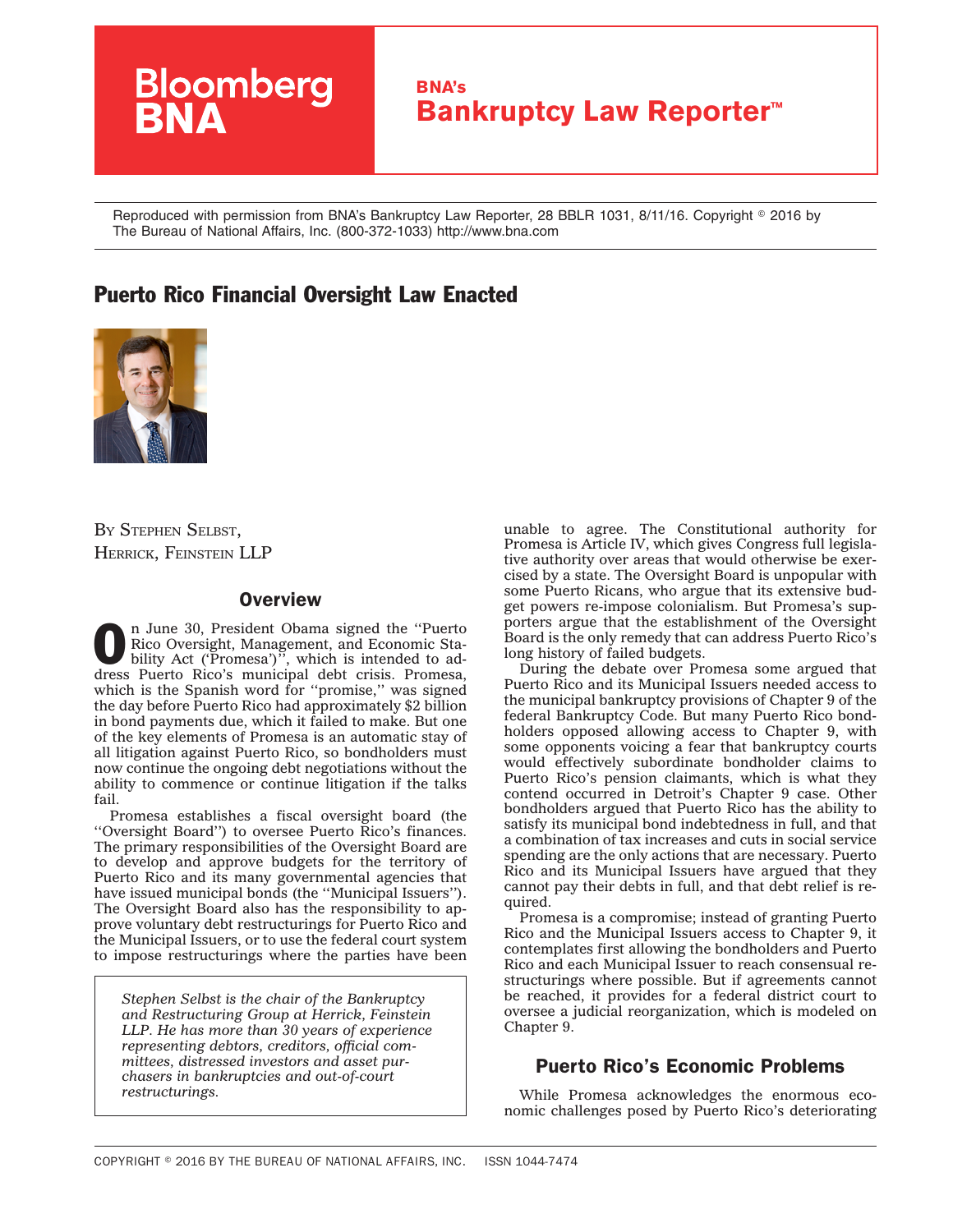Reproduced with permission from BNA's Bankruptcy Law Reporter, 28 BBLR 1031, 8/11/16. Copyright © 2016 by The Bureau of National Affairs, Inc. (800-372-1033) http://www.bna.com

# Puerto Rico Financial Oversight Law Enacted

BY STEPHEN SELBST, HERRICK, FEINSTEIN LLP

## Overview

On June 30, President Obama signed the ''Puerto Rico Oversight, Management, and Economic Stability Act ('Promesa')'', which is intended to address Puerto Rico's municipal debt crisis. Promesa, which is the Spanish word for ''promise,'' was signed the day before Puerto Rico had approximately $2 billion in bond payments due, which it failed to make. But one of the key elements of Promesa is an automatic stay of all litigation against Puerto Rico, so bondholders must now continue the ongoing debt negotiations without the ability to commence or continue litigation if the talks fail.

Promesa establishes a fiscal oversight board (the ''Oversight Board'') to oversee Puerto Rico's finances. The primary responsibilities of the Oversight Board are to develop and approve budgets for the territory of Puerto Rico and its many governmental agencies that have issued municipal bonds (the ''Municipal Issuers''). The Oversight Board also has the responsibility to approve voluntary debt restructurings for Puerto Rico and the Municipal Issuers, or to use the federal court system to impose restructurings where the parties have been unable to agree. The Constitutional authority for Promesa is Article IV, which gives Congress full legislative authority over areas that would otherwise be exercised by a state. The Oversight Board is unpopular with some Puerto Ricans, who argue that its extensive budget powers re-impose colonialism. But Promesa's supporters argue that the establishment of the Oversight Board is the only remedy that can address Puerto Rico's long history of failed budgets.

*Stephen Selbst is the chair of the Bankruptcy and Restructuring Group at Herrick, Feinstein LLP. He has more than 30 years of experience representing debtors, creditors, official committees, distressed investors and asset purchasers in bankruptcies and out-of-court restructurings.*

During the debate over Promesa some argued that Puerto Rico and its Municipal Issuers needed access to the municipal bankruptcy provisions of Chapter 9 of the federal Bankruptcy Code. But many Puerto Rico bondholders opposed allowing access to Chapter 9, with some opponents voicing a fear that bankruptcy courts would effectively subordinate bondholder claims to Puerto Rico's pension claimants, which is what they contend occurred in Detroit's Chapter 9 case. Other bondholders argued that Puerto Rico has the ability to satisfy its municipal bond indebtedness in full, and that a combination of tax increases and cuts in social service spending are the only actions that are necessary. Puerto Rico and its Municipal Issuers have argued that they cannot pay their debts in full, and that debt relief is required.

Promesa is a compromise; instead of granting Puerto Rico and the Municipal Issuers access to Chapter 9, it contemplates first allowing the bondholders and Puerto Rico and each Municipal Issuer to reach consensual restructurings where possible. But if agreements cannot be reached, it provides for a federal district court to oversee a judicial reorganization, which is modeled on Chapter 9.

## Puerto Rico's Economic Problems

While Promesa acknowledges the enormous economic challenges posed by Puerto Rico's deteriorating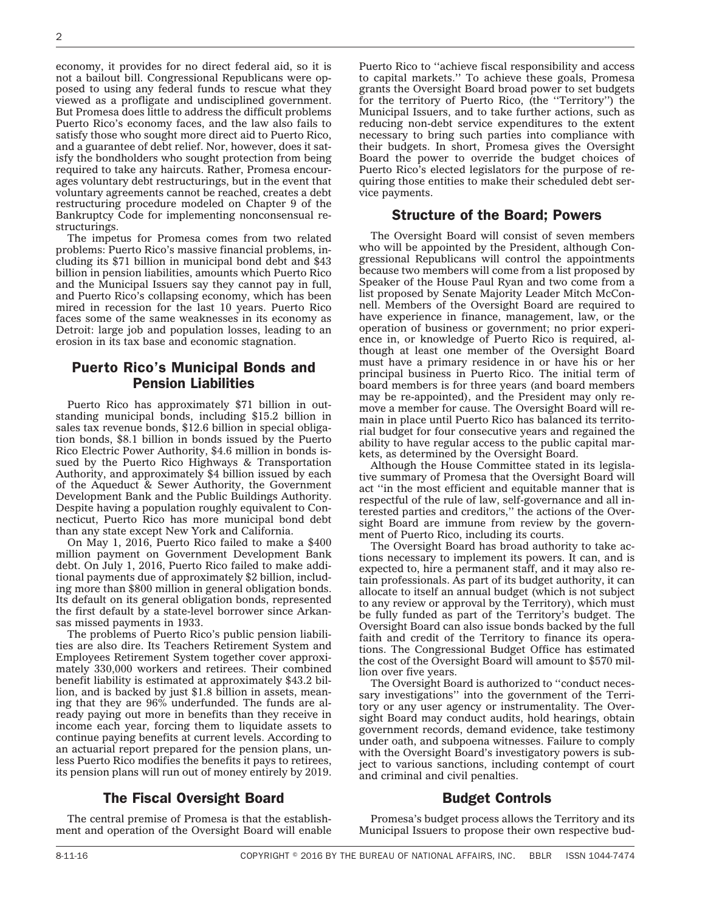economy, it provides for no direct federal aid, so it is not a bailout bill. Congressional Republicans were opposed to using any federal funds to rescue what they viewed as a profligate and undisciplined government. But Promesa does little to address the difficult problems Puerto Rico's economy faces, and the law also fails to satisfy those who sought more direct aid to Puerto Rico, and a guarantee of debt relief. Nor, however, does it satisfy the bondholders who sought protection from being required to take any haircuts. Rather, Promesa encourages voluntary debt restructurings, but in the event that voluntary agreements cannot be reached, creates a debt restructuring procedure modeled on Chapter 9 of the Bankruptcy Code for implementing nonconsensual restructurings.

The impetus for Promesa comes from two related problems: Puerto Rico's massive financial problems, including its $71 billion in municipal bond debt and $43 billion in pension liabilities, amounts which Puerto Rico and the Municipal Issuers say they cannot pay in full, and Puerto Rico's collapsing economy, which has been mired in recession for the last 10 years. Puerto Rico faces some of the same weaknesses in its economy as Detroit: large job and population losses, leading to an erosion in its tax base and economic stagnation.

## Puerto Rico's Municipal Bonds and Pension Liabilities

Puerto Rico has approximately $71 billion in outstanding municipal bonds, including $15.2 billion in sales tax revenue bonds, $12.6 billion in special obligation bonds, $8.1 billion in bonds issued by the Puerto Rico Electric Power Authority, $4.6 million in bonds issued by the Puerto Rico Highways & Transportation Authority, and approximately $4 billion issued by each of the Aqueduct & Sewer Authority, the Government Development Bank and the Public Buildings Authority. Despite having a population roughly equivalent to Connecticut, Puerto Rico has more municipal bond debt than any state except New York and California.

On May 1, 2016, Puerto Rico failed to make a $400 million payment on Government Development Bank debt. On July 1, 2016, Puerto Rico failed to make additional payments due of approximately $2 billion, including more than $800 million in general obligation bonds. Its default on its general obligation bonds, represented the first default by a state-level borrower since Arkansas missed payments in 1933.

The problems of Puerto Rico's public pension liabilities are also dire. Its Teachers Retirement System and Employees Retirement System together cover approximately 330,000 workers and retirees. Their combined benefit liability is estimated at approximately $43.2 billion, and is backed by just $1.8 billion in assets, meaning that they are 96% underfunded. The funds are already paying out more in benefits than they receive in income each year, forcing them to liquidate assets to continue paying benefits at current levels. According to an actuarial report prepared for the pension plans, unless Puerto Rico modifies the benefits it pays to retirees, its pension plans will run out of money entirely by 2019.

## The Fiscal Oversight Board

The central premise of Promesa is that the establishment and operation of the Oversight Board will enable Puerto Rico to ''achieve fiscal responsibility and access to capital markets.'' To achieve these goals, Promesa grants the Oversight Board broad power to set budgets for the territory of Puerto Rico, (the ''Territory'') the Municipal Issuers, and to take further actions, such as reducing non-debt service expenditures to the extent necessary to bring such parties into compliance with their budgets. In short, Promesa gives the Oversight Board the power to override the budget choices of Puerto Rico's elected legislators for the purpose of requiring those entities to make their scheduled debt service payments.

## Structure of the Board; Powers

The Oversight Board will consist of seven members who will be appointed by the President, although Congressional Republicans will control the appointments because two members will come from a list proposed by Speaker of the House Paul Ryan and two come from a list proposed by Senate Majority Leader Mitch McConnell. Members of the Oversight Board are required to have experience in finance, management, law, or the operation of business or government; no prior experience in, or knowledge of Puerto Rico is required, although at least one member of the Oversight Board must have a primary residence in or have his or her principal business in Puerto Rico. The initial term of board members is for three years (and board members may be re-appointed), and the President may only remove a member for cause. The Oversight Board will remain in place until Puerto Rico has balanced its territorial budget for four consecutive years and regained the ability to have regular access to the public capital markets, as determined by the Oversight Board.

Although the House Committee stated in its legislative summary of Promesa that the Oversight Board will act ''in the most efficient and equitable manner that is respectful of the rule of law, self-governance and all interested parties and creditors,'' the actions of the Oversight Board are immune from review by the government of Puerto Rico, including its courts.

The Oversight Board has broad authority to take actions necessary to implement its powers. It can, and is expected to, hire a permanent staff, and it may also retain professionals. As part of its budget authority, it can allocate to itself an annual budget (which is not subject to any review or approval by the Territory), which must be fully funded as part of the Territory's budget. The Oversight Board can also issue bonds backed by the full faith and credit of the Territory to finance its operations. The Congressional Budget Office has estimated the cost of the Oversight Board will amount to $570 million over five years.

The Oversight Board is authorized to ''conduct necessary investigations'' into the government of the Territory or any user agency or instrumentality. The Oversight Board may conduct audits, hold hearings, obtain government records, demand evidence, take testimony under oath, and subpoena witnesses. Failure to comply with the Oversight Board's investigatory powers is subject to various sanctions, including contempt of court and criminal and civil penalties.

## Budget Controls

Promesa's budget process allows the Territory and its Municipal Issuers to propose their own respective bud-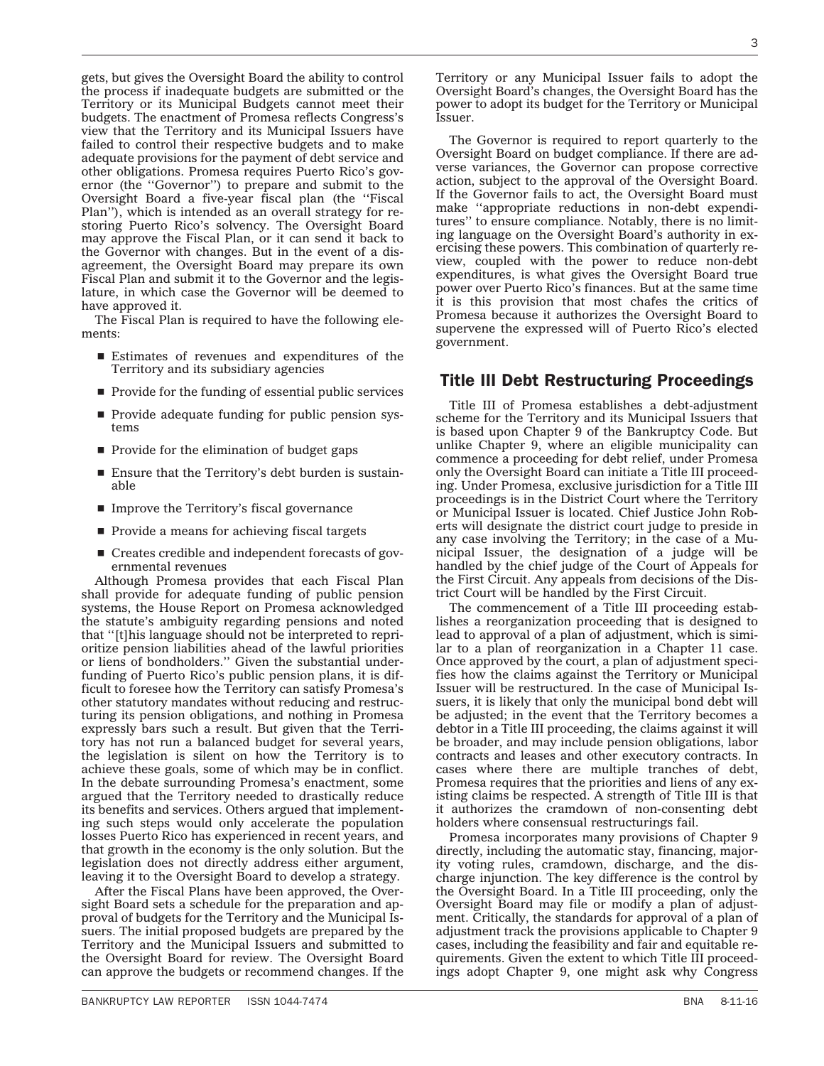gets, but gives the Oversight Board the ability to control the process if inadequate budgets are submitted or the Territory or its Municipal Budgets cannot meet their budgets. The enactment of Promesa reflects Congress's view that the Territory and its Municipal Issuers have failed to control their respective budgets and to make adequate provisions for the payment of debt service and other obligations. Promesa requires Puerto Rico's governor (the ''Governor'') to prepare and submit to the Oversight Board a five-year fiscal plan (the ''Fiscal Plan''), which is intended as an overall strategy for restoring Puerto Rico's solvency. The Oversight Board may approve the Fiscal Plan, or it can send it back to the Governor with changes. But in the event of a disagreement, the Oversight Board may prepare its own Fiscal Plan and submit it to the Governor and the legislature, in which case the Governor will be deemed to have approved it.

The Fiscal Plan is required to have the following elements:

- Estimates of revenues and expenditures of the Territory and its subsidiary agencies
- Provide for the funding of essential public services
- Provide adequate funding for public pension systems
- Provide for the elimination of budget gaps
- Ensure that the Territory's debt burden is sustainable
- Improve the Territory's fiscal governance
- Provide a means for achieving fiscal targets
- Creates credible and independent forecasts of governmental revenues

Although Promesa provides that each Fiscal Plan shall provide for adequate funding of public pension systems, the House Report on Promesa acknowledged the statute's ambiguity regarding pensions and noted that ''[t]his language should not be interpreted to reprioritize pension liabilities ahead of the lawful priorities or liens of bondholders.'' Given the substantial underfunding of Puerto Rico's public pension plans, it is difficult to foresee how the Territory can satisfy Promesa's other statutory mandates without reducing and restructuring its pension obligations, and nothing in Promesa expressly bars such a result. But given that the Territory has not run a balanced budget for several years, the legislation is silent on how the Territory is to achieve these goals, some of which may be in conflict. In the debate surrounding Promesa's enactment, some argued that the Territory needed to drastically reduce its benefits and services. Others argued that implementing such steps would only accelerate the population losses Puerto Rico has experienced in recent years, and that growth in the economy is the only solution. But the legislation does not directly address either argument, leaving it to the Oversight Board to develop a strategy.

After the Fiscal Plans have been approved, the Oversight Board sets a schedule for the preparation and approval of budgets for the Territory and the Municipal Issuers. The initial proposed budgets are prepared by the Territory and the Municipal Issuers and submitted to the Oversight Board for review. The Oversight Board can approve the budgets or recommend changes. If the Territory or any Municipal Issuer fails to adopt the Oversight Board's changes, the Oversight Board has the power to adopt its budget for the Territory or Municipal Issuer.

The Governor is required to report quarterly to the Oversight Board on budget compliance. If there are adverse variances, the Governor can propose corrective action, subject to the approval of the Oversight Board. If the Governor fails to act, the Oversight Board must make ''appropriate reductions in non-debt expenditures'' to ensure compliance. Notably, there is no limiting language on the Oversight Board's authority in exercising these powers. This combination of quarterly review, coupled with the power to reduce non-debt expenditures, is what gives the Oversight Board true power over Puerto Rico's finances. But at the same time it is this provision that most chafes the critics of Promesa because it authorizes the Oversight Board to supervene the expressed will of Puerto Rico's elected government.

## Title III Debt Restructuring Proceedings

Title III of Promesa establishes a debt-adjustment scheme for the Territory and its Municipal Issuers that is based upon Chapter 9 of the Bankruptcy Code. But unlike Chapter 9, where an eligible municipality can commence a proceeding for debt relief, under Promesa only the Oversight Board can initiate a Title III proceeding. Under Promesa, exclusive jurisdiction for a Title III proceedings is in the District Court where the Territory or Municipal Issuer is located. Chief Justice John Roberts will designate the district court judge to preside in any case involving the Territory; in the case of a Municipal Issuer, the designation of a judge will be handled by the chief judge of the Court of Appeals for the First Circuit. Any appeals from decisions of the District Court will be handled by the First Circuit.

The commencement of a Title III proceeding establishes a reorganization proceeding that is designed to lead to approval of a plan of adjustment, which is similar to a plan of reorganization in a Chapter 11 case. Once approved by the court, a plan of adjustment specifies how the claims against the Territory or Municipal Issuer will be restructured. In the case of Municipal Issuers, it is likely that only the municipal bond debt will be adjusted; in the event that the Territory becomes a debtor in a Title III proceeding, the claims against it will be broader, and may include pension obligations, labor contracts and leases and other executory contracts. In cases where there are multiple tranches of debt, Promesa requires that the priorities and liens of any existing claims be respected. A strength of Title III is that it authorizes the cramdown of non-consenting debt holders where consensual restructurings fail.

Promesa incorporates many provisions of Chapter 9 directly, including the automatic stay, financing, majority voting rules, cramdown, discharge, and the discharge injunction. The key difference is the control by the Oversight Board. In a Title III proceeding, only the Oversight Board may file or modify a plan of adjustment. Critically, the standards for approval of a plan of adjustment track the provisions applicable to Chapter 9 cases, including the feasibility and fair and equitable requirements. Given the extent to which Title III proceedings adopt Chapter 9, one might ask why Congress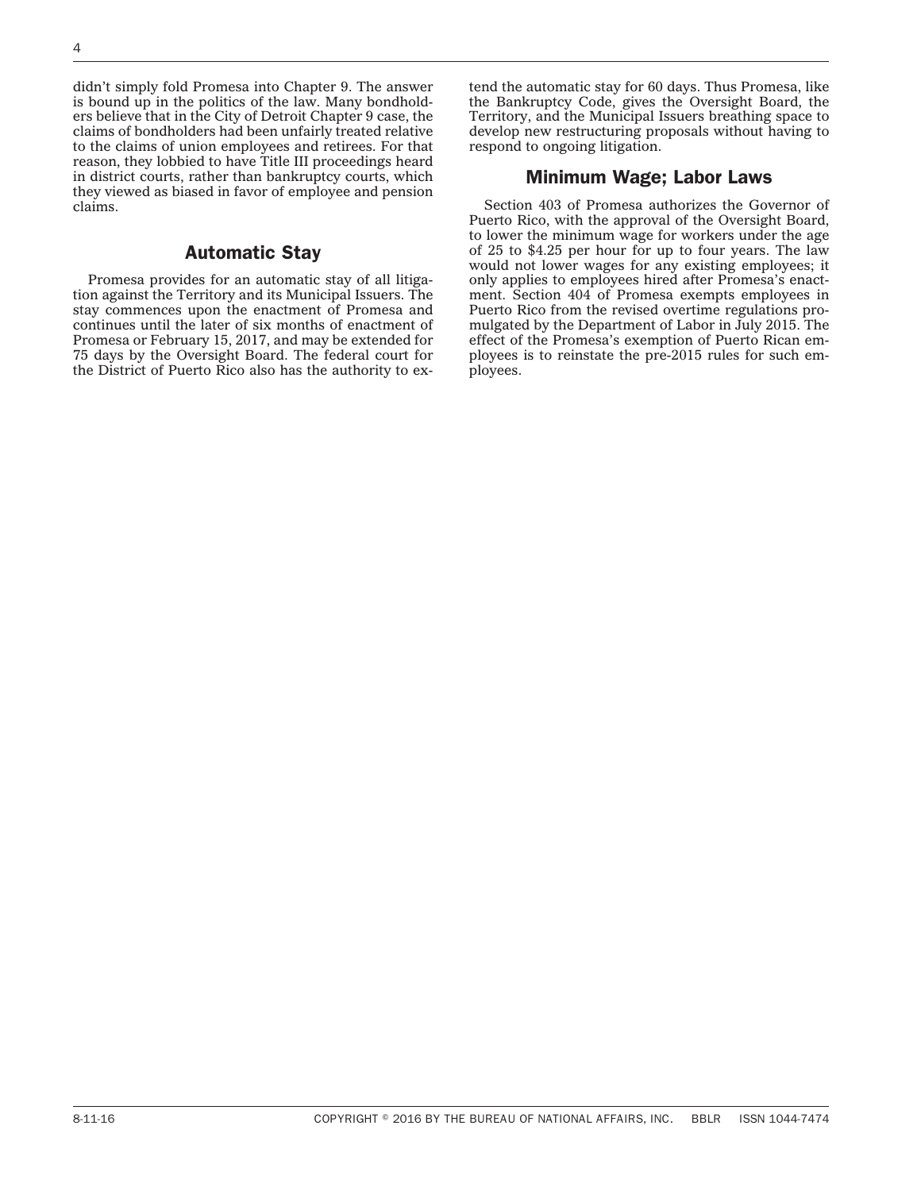didn't simply fold Promesa into Chapter 9. The answer is bound up in the politics of the law. Many bondholders believe that in the City of Detroit Chapter 9 case, the claims of bondholders had been unfairly treated relative to the claims of union employees and retirees. For that reason, they lobbied to have Title III proceedings heard in district courts, rather than bankruptcy courts, which they viewed as biased in favor of employee and pension claims.

## Automatic Stay

Promesa provides for an automatic stay of all litigation against the Territory and its Municipal Issuers. The stay commences upon the enactment of Promesa and continues until the later of six months of enactment of Promesa or February 15, 2017, and may be extended for 75 days by the Oversight Board. The federal court for the District of Puerto Rico also has the authority to extend the automatic stay for 60 days. Thus Promesa, like the Bankruptcy Code, gives the Oversight Board, the Territory, and the Municipal Issuers breathing space to develop new restructuring proposals without having to respond to ongoing litigation.

## Minimum Wage; Labor Laws

Section 403 of Promesa authorizes the Governor of Puerto Rico, with the approval of the Oversight Board, to lower the minimum wage for workers under the age of 25 to $4.25 per hour for up to four years. The law would not lower wages for any existing employees; it only applies to employees hired after Promesa's enactment. Section 404 of Promesa exempts employees in Puerto Rico from the revised overtime regulations promulgated by the Department of Labor in July 2015. The effect of the Promesa's exemption of Puerto Rican employees is to reinstate the pre-2015 rules for such employees.